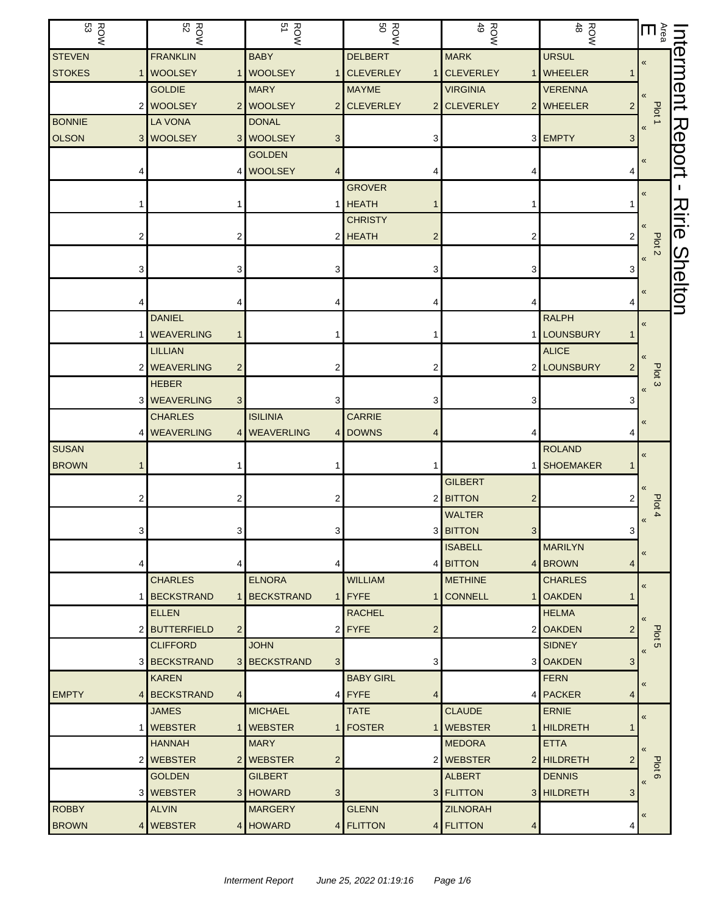# Interment Report - Ririe Shelton

| ROW 53 | ROW 52 | ROW 51 | ROW 50 | ROW 49 | ROW 48 | Area E |
|---|---|---|---|---|---|---|
| STEVEN STOKES 1 | FRANKLIN WOOLSEY 1 | BABY WOOLSEY 1 | DELBERT CLEVERLEY 1 | MARK CLEVERLEY 1 | URSUL WHEELER 1 | Plot 1 |
| 2 | GOLDIE WOOLSEY 2 | MARY WOOLSEY 2 | MAYME CLEVERLEY 2 | VIRGINIA CLEVERLEY 2 | VERENNA WHEELER 2 | |
| BONNIE OLSON 3 | LA VONA WOOLSEY 3 | DONAL WOOLSEY 3 | 3 | 3 | EMPTY 3 | |
| 4 | 4 | GOLDEN WOOLSEY 4 | 4 | 4 | 4 | |
| 1 | 1 | 1 | GROVER HEATH 1 | 1 | 1 | Plot 2 |
| 2 | 2 | 2 | CHRISTY HEATH 2 | 2 | 2 | |
| 3 | 3 | 3 | 3 | 3 | 3 | |
| 4 | 4 | 4 | 4 | 4 | 4 | |
| 1 | DANIEL WEAVERLING 1 | 1 | 1 | 1 | RALPH LOUNSBURY 1 | Plot 3 |
| 2 | LILLIAN WEAVERLING 2 | 2 | 2 | 2 | ALICE LOUNSBURY 2 | |
| 3 | HEBER WEAVERLING 3 | 3 | 3 | 3 | 3 | |
| 4 | CHARLES WEAVERLING 4 | ISILINIA WEAVERLING 4 | CARRIE DOWNS 4 | 4 | 4 | |
| SUSAN BROWN 1 | 1 | 1 | 1 | 1 | ROLAND SHOEMAKER 1 | Plot 4 |
| 2 | 2 | 2 | 2 | GILBERT BITTON 2 | 2 | |
| 3 | 3 | 3 | 3 | WALTER BITTON 3 | 3 | |
| 4 | 4 | 4 | 4 | ISABELL BITTON 4 | MARILYN BROWN 4 | |
| 1 | CHARLES BECKSTRAND 1 | ELNORA BECKSTRAND 1 | WILLIAM FYFE 1 | METHINE CONNELL 1 | CHARLES OAKDEN 1 | Plot 5 |
| 2 | ELLEN BUTTERFIELD 2 | 2 | RACHEL FYFE 2 | 2 | HELMA OAKDEN 2 | |
| 3 | CLIFFORD BECKSTRAND 3 | JOHN BECKSTRAND 3 | 3 | 3 | SIDNEY OAKDEN 3 | |
| EMPTY 4 | KAREN BECKSTRAND 4 | 4 | BABY GIRL FYFE 4 | 4 | FERN PACKER 4 | |
| 1 | JAMES WEBSTER 1 | MICHAEL WEBSTER 1 | TATE FOSTER 1 | CLAUDE WEBSTER 1 | ERNIE HILDRETH 1 | Plot 6 |
| 2 | HANNAH WEBSTER 2 | MARY WEBSTER 2 | 2 | MEDORA WEBSTER 2 | ETTA HILDRETH 2 | |
| 3 | GOLDEN WEBSTER 3 | GILBERT HOWARD 3 | 3 | ALBERT FLITTON 3 | DENNIS HILDRETH 3 | |
| ROBBY BROWN 4 | ALVIN WEBSTER 4 | MARGERY HOWARD 4 | GLENN FLITTON 4 | ZILNORAH FLITTON 4 | 4 | |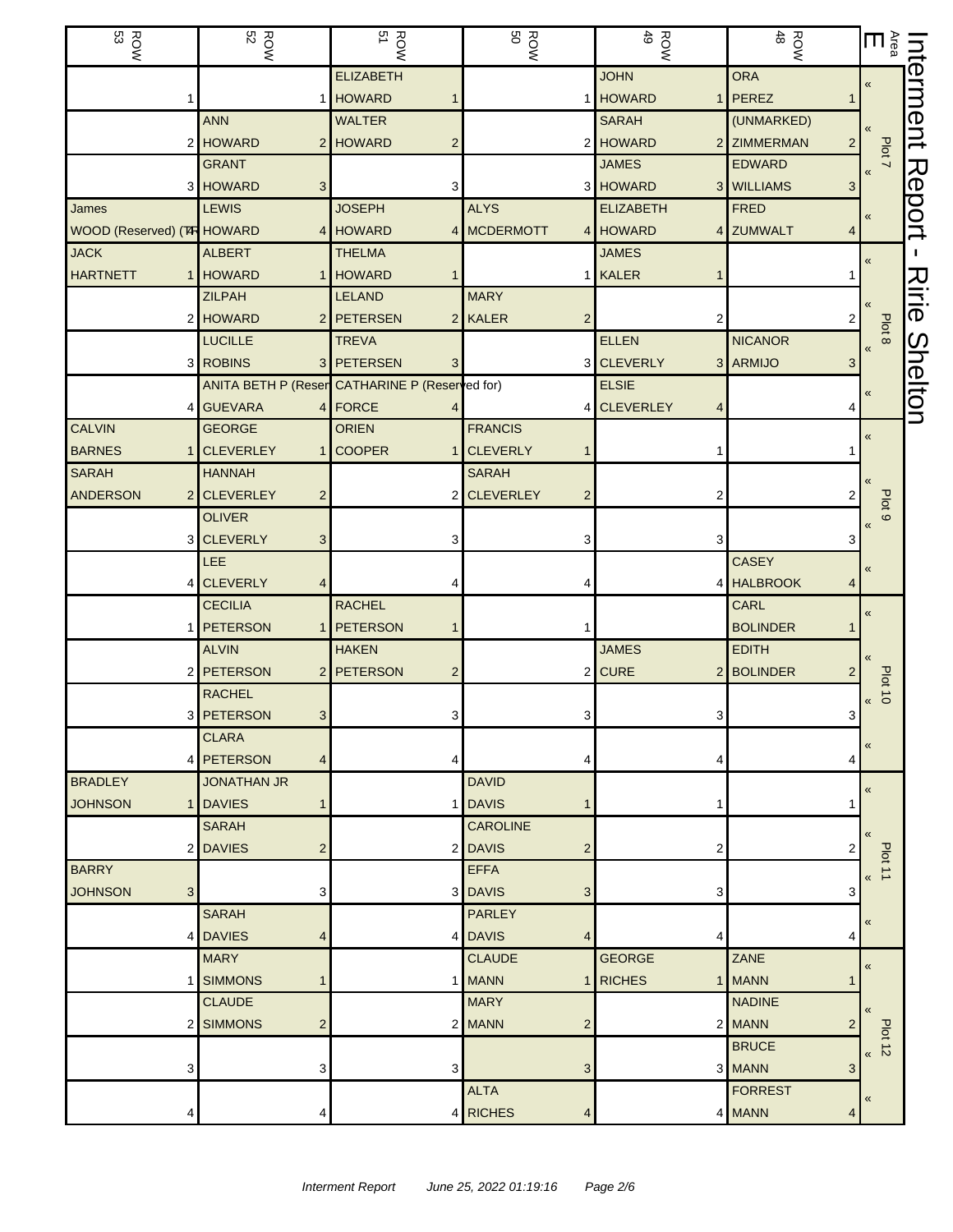# Interment Report - Ririe Shelton

| ROW 53 | ROW 52 | ROW 51 | ROW 50 | ROW 49 | ROW 48 | Area E |
|---|---|---|---|---|---|---|
| 1 | 1 | ELIZABETH HOWARD 1 | 1 | JOHN HOWARD 1 | ORA PEREZ 1 | Plot 7 |
| 2 | ANN HOWARD 2 | WALTER HOWARD 2 | 2 | SARAH HOWARD 2 | (UNMARKED) ZIMMERMAN 2 | |
| 3 | GRANT HOWARD 3 | 3 | 3 | JAMES HOWARD 3 | EDWARD WILLIAMS 3 | |
| James WOOD (Reserved) (T4 | LEWIS HOWARD 4 | JOSEPH HOWARD 4 | ALYS MCDERMOTT 4 | ELIZABETH HOWARD 4 | FRED ZUMWALT 4 | |
| JACK HARTNETT 1 | ALBERT HOWARD 1 | THELMA HOWARD 1 | 1 | JAMES KALER 1 | 1 | Plot 8 |
| 2 | ZILPAH HOWARD 2 | LELAND PETERSEN 2 | MARY KALER 2 | 2 | 2 | |
| 3 | LUCILLE ROBINS 3 | TREVA PETERSEN 3 | 3 | ELLEN CLEVERLY 3 | NICANOR ARMIJO 3 | |
| 4 | ANITA BETH P (Reser GUEVARA 4 | CATHARINE P (Reserved for) FORCE 4 | 4 | ELSIE CLEVERLEY 4 | 4 | |
| CALVIN BARNES 1 | GEORGE CLEVERLEY 1 | ORIEN COOPER 1 | FRANCIS CLEVERLY 1 | 1 | 1 | Plot 9 |
| SARAH ANDERSON 2 | HANNAH CLEVERLEY 2 | 2 | SARAH CLEVERLEY 2 | 2 | 2 | |
| 3 | OLIVER CLEVERLY 3 | 3 | 3 | 3 | 3 | |
| 4 | LEE CLEVERLY 4 | 4 | 4 | 4 | CASEY HALBROOK 4 | |
| 1 | CECILIA PETERSON 1 | RACHEL PETERSON 1 | 1 | 1 | CARL BOLINDER 1 | Plot 10 |
| 2 | ALVIN PETERSON 2 | HAKEN PETERSON 2 | 2 | JAMES CURE 2 | EDITH BOLINDER 2 | |
| 3 | RACHEL PETERSON 3 | 3 | 3 | 3 | 3 | |
| 4 | CLARA PETERSON 4 | 4 | 4 | 4 | 4 | |
| BRADLEY JOHNSON 1 | JONATHAN JR DAVIES 1 | 1 | DAVID DAVIS 1 | 1 | 1 | Plot 11 |
| 2 | SARAH DAVIES 2 | 2 | CAROLINE DAVIS 2 | 2 | 2 | |
| BARRY JOHNSON 3 | 3 | 3 | EFFA DAVIS 3 | 3 | 3 | |
| 4 | SARAH DAVIES 4 | 4 | PARLEY DAVIS 4 | 4 | 4 | |
| 1 | MARY SIMMONS 1 | 1 | CLAUDE MANN 1 | GEORGE RICHES 1 | ZANE MANN 1 | Plot 12 |
| 2 | CLAUDE SIMMONS 2 | 2 | MARY MANN 2 | 2 | NADINE MANN 2 | |
| 3 | 3 | 3 | 3 | 3 | BRUCE MANN 3 | |
| 4 | 4 | 4 | ALTA RICHES 4 | 4 | FORREST MANN 4 | |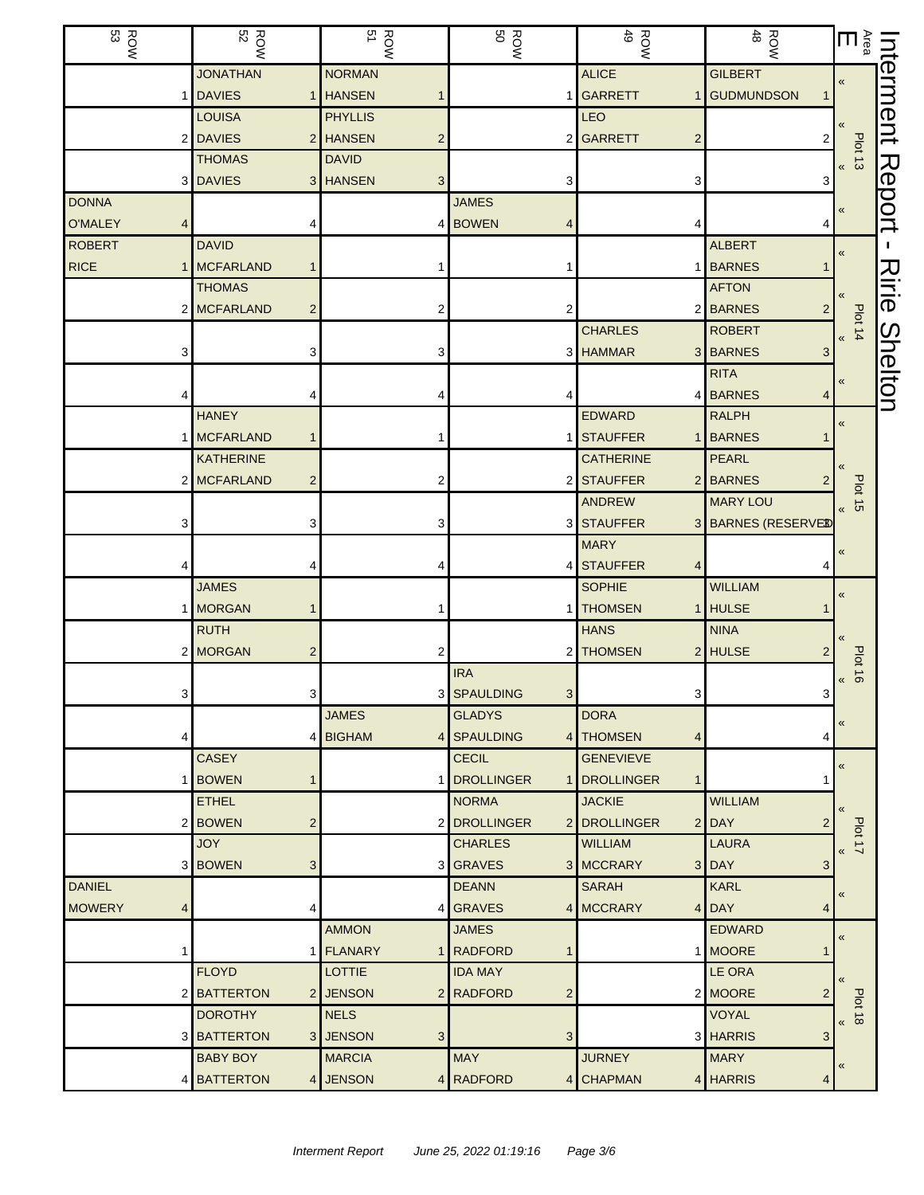# Interment Report - Ririe Shelton

| Area E | ROW 48 | ROW 49 | ROW 50 | ROW 51 | ROW 52 | ROW 53 |
|---|---|---|---|---|---|---|
| Plot 13 « | GILBERT GUDMUNDSON 1 | ALICE GARRETT 1 | 1 | NORMAN HANSEN 1 | JONATHAN DAVIES 1 | 1 |
| « | 2 | LEO GARRETT 2 | 2 | PHYLLIS HANSEN 2 | LOUISA DAVIES 2 | 2 |
| « | 3 | 3 | 3 | DAVID HANSEN 3 | THOMAS DAVIES 3 | 3 |
| « | 4 | 4 | JAMES BOWEN 4 | 4 | 4 | DONNA O'MALEY 4 |
| Plot 14 « | ALBERT BARNES 1 | 1 | 1 | 1 | DAVID MCFARLAND 1 | ROBERT RICE 1 |
| « | AFTON BARNES 2 | 2 | 2 | 2 | THOMAS MCFARLAND 2 | 2 |
| « | ROBERT BARNES 3 | CHARLES HAMMAR 3 | 3 | 3 | 3 | 3 |
| « | RITA BARNES 4 | 4 | 4 | 4 | 4 | 4 |
| Plot 15 « | RALPH BARNES 1 | EDWARD STAUFFER 1 | 1 | 1 | HANEY MCFARLAND 1 | 1 |
| « | PEARL BARNES 2 | CATHERINE STAUFFER 2 | 2 | 2 | KATHERINE MCFARLAND 2 | 2 |
| « | MARY LOU BARNES (RESERVED) 3 | ANDREW STAUFFER 3 | 3 | 3 | 3 | 3 |
| « | 4 | MARY STAUFFER 4 | 4 | 4 | 4 | 4 |
| Plot 16 « | WILLIAM HULSE 1 | SOPHIE THOMSEN 1 | 1 | 1 | JAMES MORGAN 1 | 1 |
| « | NINA HULSE 2 | HANS THOMSEN 2 | 2 | 2 | RUTH MORGAN 2 | 2 |
| « | 3 | 3 | IRA SPAULDING 3 | 3 | 3 | 3 |
| « | 4 | DORA THOMSEN 4 | GLADYS SPAULDING 4 | JAMES BIGHAM 4 | 4 | 4 |
| Plot 17 « | 1 | GENEVIEVE DROLLINGER 1 | CECIL DROLLINGER 1 | 1 | CASEY BOWEN 1 | 1 |
| « | WILLIAM DAY 2 | JACKIE DROLLINGER 2 | NORMA DROLLINGER 2 | 2 | ETHEL BOWEN 2 | 2 |
| « | LAURA DAY 3 | WILLIAM MCCRARY 3 | CHARLES GRAVES 3 | 3 | JOY BOWEN 3 | 3 |
| « | KARL DAY 4 | SARAH MCCRARY 4 | DEANN GRAVES 4 | 4 | 4 | DANIEL MOWERY 4 |
| Plot 18 « | EDWARD MOORE 1 | 1 | JAMES RADFORD 1 | AMMON FLANARY 1 | 1 | 1 |
| « | LE ORA MOORE 2 | 2 | IDA MAY RADFORD 2 | LOTTIE JENSON 2 | FLOYD BATTERTON 2 | 2 |
| « | VOYAL HARRIS 3 | 3 | 3 | NELS JENSON 3 | DOROTHY BATTERTON 3 | 3 |
| « | MARY HARRIS 4 | JURNEY CHAPMAN 4 | MAY RADFORD 4 | MARCIA JENSON 4 | BABY BOY BATTERTON 4 | 4 |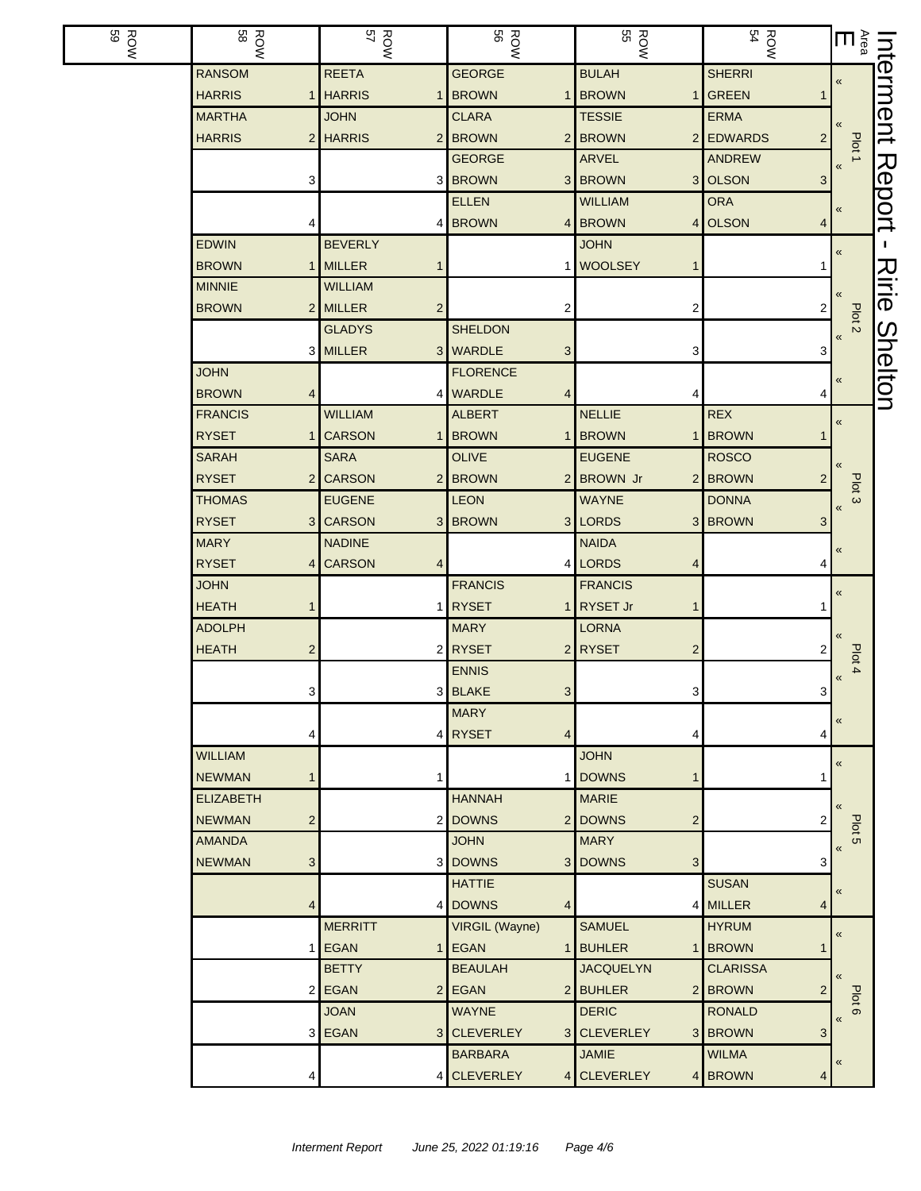# Interment Report - Ririe Shelton

Area E

| Plot | Grave | ROW 58 | ROW 57 | ROW 56 | ROW 55 | ROW 54 |
|---|---|---|---|---|---|---|
| Plot 1 | 1 | RANSOM HARRIS | REETA HARRIS | GEORGE BROWN | BULAH BROWN | SHERRI GREEN |
| | 2 | MARTHA HARRIS | JOHN HARRIS | CLARA BROWN | TESSIE BROWN | ERMA EDWARDS |
| | 3 | | | GEORGE BROWN | ARVEL BROWN | ANDREW OLSON |
| | 4 | | | ELLEN BROWN | WILLIAM BROWN | ORA OLSON |
| Plot 2 | 1 | EDWIN BROWN | BEVERLY MILLER | | JOHN WOOLSEY | |
| | 2 | MINNIE BROWN | WILLIAM MILLER | | | |
| | 3 | | GLADYS MILLER | SHELDON WARDLE | | |
| | 4 | JOHN BROWN | | FLORENCE WARDLE | | |
| Plot 3 | 1 | FRANCIS RYSET | WILLIAM CARSON | ALBERT BROWN | NELLIE BROWN | REX BROWN |
| | 2 | SARAH RYSET | SARA CARSON | OLIVE BROWN | EUGENE BROWN Jr | ROSCO BROWN |
| | 3 | THOMAS RYSET | EUGENE CARSON | LEON BROWN | WAYNE LORDS | DONNA BROWN |
| | 4 | MARY RYSET | NADINE CARSON | | NAIDA LORDS | |
| Plot 4 | 1 | JOHN HEATH | | FRANCIS RYSET | FRANCIS RYSET Jr | |
| | 2 | ADOLPH HEATH | | MARY RYSET | LORNA RYSET | |
| | 3 | | | ENNIS BLAKE | | |
| | 4 | | | MARY RYSET | | |
| Plot 5 | 1 | WILLIAM NEWMAN | | | JOHN DOWNS | |
| | 2 | ELIZABETH NEWMAN | | HANNAH DOWNS | MARIE DOWNS | |
| | 3 | AMANDA NEWMAN | | JOHN DOWNS | MARY DOWNS | |
| | 4 | | | HATTIE DOWNS | | SUSAN MILLER |
| Plot 6 | 1 | | MERRITT EGAN | VIRGIL (Wayne) EGAN | SAMUEL BUHLER | HYRUM BROWN |
| | 2 | | BETTY EGAN | BEAULAH EGAN | JACQUELYN BUHLER | CLARISSA BROWN |
| | 3 | | JOAN EGAN | WAYNE CLEVERLEY | DERIC CLEVERLEY | RONALD BROWN |
| | 4 | | | BARBARA CLEVERLEY | JAMIE CLEVERLEY | WILMA BROWN |

ROW 59: (no entries)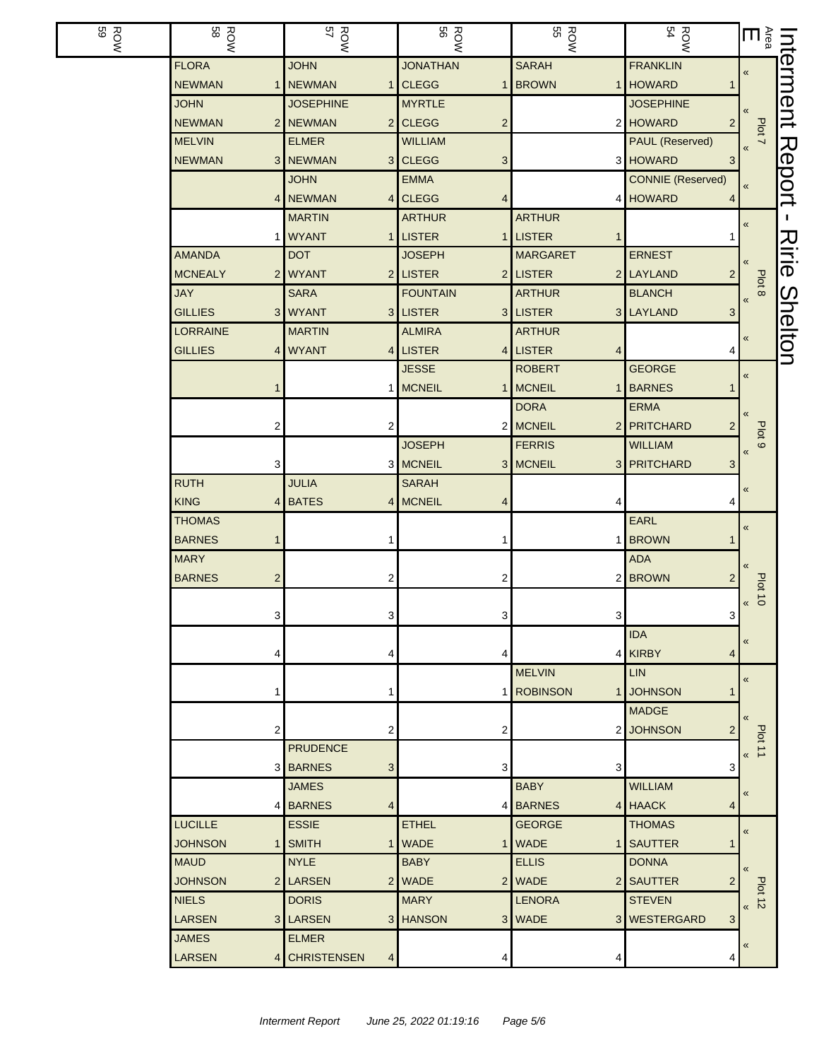# Interment Report - Ririe Shelton

| Area E | ROW 54 | ROW 55 | ROW 56 | ROW 57 | ROW 58 | ROW 59 |
|---|---|---|---|---|---|---|
| Plot 7 « | FRANKLIN HOWARD 1 | SARAH BROWN 1 | JONATHAN CLEGG 1 | JOHN NEWMAN 1 | FLORA NEWMAN 1 | |
| « | JOSEPHINE HOWARD 2 | 2 | MYRTLE CLEGG 2 | JOSEPHINE NEWMAN 2 | JOHN NEWMAN 2 | |
| « | PAUL (Reserved) HOWARD 3 | 3 | WILLIAM CLEGG 3 | ELMER NEWMAN 3 | MELVIN NEWMAN 3 | |
| « | CONNIE (Reserved) HOWARD 4 | 4 | EMMA CLEGG 4 | JOHN NEWMAN 4 | 4 | |
| Plot 8 « | 1 | ARTHUR LISTER 1 | ARTHUR LISTER 1 | MARTIN WYANT 1 | 1 | |
| « | ERNEST LAYLAND 2 | MARGARET LISTER 2 | JOSEPH LISTER 2 | DOT WYANT 2 | AMANDA MCNEALY 2 | |
| « | BLANCH LAYLAND 3 | ARTHUR LISTER 3 | FOUNTAIN LISTER 3 | SARA WYANT 3 | JAY GILLIES 3 | |
| « | 4 | ARTHUR LISTER 4 | ALMIRA LISTER 4 | MARTIN WYANT 4 | LORRAINE GILLIES 4 | |
| Plot 9 « | GEORGE BARNES 1 | ROBERT MCNEIL 1 | JESSE MCNEIL 1 | 1 | 1 | |
| « | ERMA PRITCHARD 2 | DORA MCNEIL 2 | 2 | 2 | 2 | |
| « | WILLIAM PRITCHARD 3 | FERRIS MCNEIL 3 | JOSEPH MCNEIL 3 | 3 | 3 | |
| « | 4 | 4 | SARAH MCNEIL 4 | JULIA BATES 4 | RUTH KING 4 | |
| Plot 10 « | EARL BROWN 1 | 1 | 1 | 1 | THOMAS BARNES 1 | |
| « | ADA BROWN 2 | 2 | 2 | 2 | MARY BARNES 2 | |
| « | 3 | 3 | 3 | 3 | 3 | |
| « | IDA KIRBY 4 | 4 | 4 | 4 | 4 | |
| Plot 11 « | LIN JOHNSON 1 | MELVIN ROBINSON 1 | 1 | 1 | 1 | |
| « | MADGE JOHNSON 2 | 2 | 2 | 2 | 2 | |
| « | 3 | 3 | 3 | PRUDENCE BARNES 3 | 3 | |
| « | WILLIAM HAACK 4 | BABY BARNES 4 | 4 | JAMES BARNES 4 | 4 | |
| Plot 12 « | THOMAS SAUTTER 1 | GEORGE WADE 1 | ETHEL WADE 1 | ESSIE SMITH 1 | LUCILLE JOHNSON 1 | |
| « | DONNA SAUTTER 2 | ELLIS WADE 2 | BABY WADE 2 | NYLE LARSEN 2 | MAUD JOHNSON 2 | |
| « | STEVEN WESTERGARD 3 | LENORA WADE 3 | MARY HANSON 3 | DORIS LARSEN 3 | NIELS LARSEN 3 | |
| « | 4 | 4 | 4 | ELMER CHRISTENSEN 4 | JAMES LARSEN 4 | |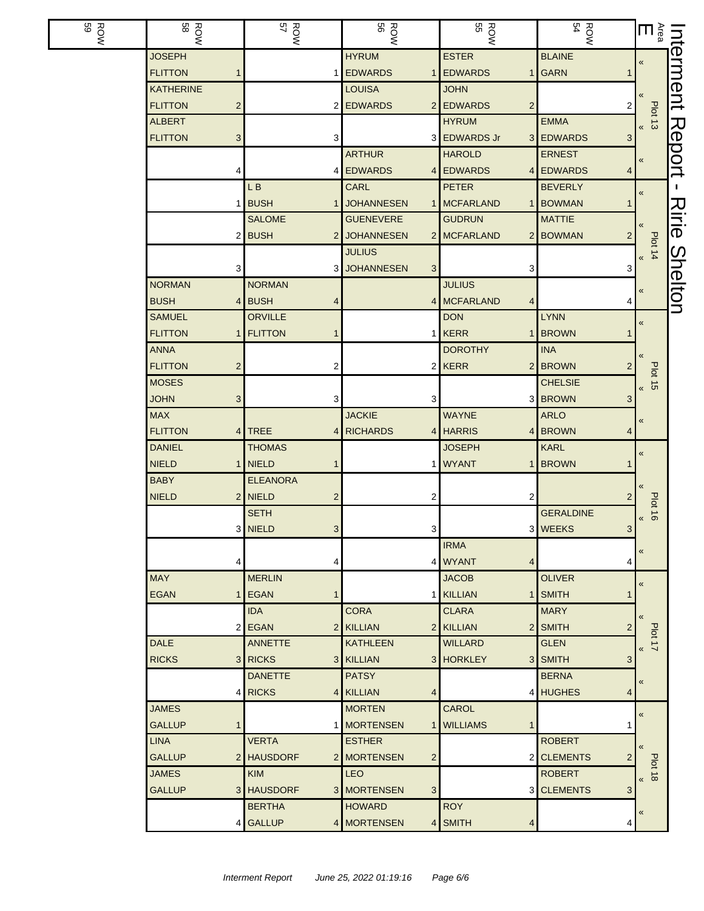# Interment Report - Ririe Shelton

| Area E | ROW 54 | ROW 55 | ROW 56 | ROW 57 | ROW 58 | ROW 59 |
|---|---|---|---|---|---|---|
| Plot 13 « | BLAINE GARN 1 | ESTER EDWARDS 1 | HYRUM EDWARDS 1 | 1 | JOSEPH FLITTON 1 | |
| « | 2 | JOHN EDWARDS 2 | LOUISA EDWARDS 2 | 2 | KATHERINE FLITTON 2 | |
| « | EMMA EDWARDS 3 | HYRUM EDWARDS Jr 3 | 3 | 3 | ALBERT FLITTON 3 | |
| « | ERNEST EDWARDS 4 | HAROLD EDWARDS 4 | ARTHUR EDWARDS 4 | 4 | 4 | |
| Plot 14 « | BEVERLY BOWMAN 1 | PETER MCFARLAND 1 | CARL JOHANNESEN 1 | L B BUSH 1 | 1 | |
| « | MATTIE BOWMAN 2 | GUDRUN MCFARLAND 2 | GUENEVERE JOHANNESEN 2 | SALOME BUSH 2 | 2 | |
| « | 3 | 3 | JULIUS JOHANNESEN 3 | 3 | 3 | |
| « | 4 | JULIUS MCFARLAND 4 | 4 | NORMAN BUSH 4 | NORMAN BUSH 4 | |
| Plot 15 « | LYNN BROWN 1 | DON KERR 1 | 1 | ORVILLE FLITTON 1 | SAMUEL FLITTON 1 | |
| « | INA BROWN 2 | DOROTHY KERR 2 | 2 | 2 | ANNA FLITTON 2 | |
| « | CHELSIE BROWN 3 | 3 | 3 | 3 | MOSES JOHN 3 | |
| « | ARLO BROWN 4 | WAYNE HARRIS 4 | JACKIE RICHARDS 4 | TREE 4 | MAX FLITTON 4 | |
| Plot 16 « | KARL BROWN 1 | JOSEPH WYANT 1 | 1 | THOMAS NIELD 1 | DANIEL NIELD 1 | |
| « | 2 | 2 | 2 | ELEANORA NIELD 2 | BABY NIELD 2 | |
| « | GERALDINE WEEKS 3 | 3 | 3 | SETH NIELD 3 | 3 | |
| « | 4 | IRMA WYANT 4 | 4 | 4 | 4 | |
| Plot 17 « | OLIVER SMITH 1 | JACOB KILLIAN 1 | 1 | MERLIN EGAN 1 | MAY EGAN 1 | |
| « | MARY SMITH 2 | CLARA KILLIAN 2 | CORA KILLIAN 2 | IDA EGAN 2 | 2 | |
| « | GLEN SMITH 3 | WILLARD HORKLEY 3 | KATHLEEN KILLIAN 3 | ANNETTE RICKS 3 | DALE RICKS 3 | |
| « | BERNA HUGHES 4 | 4 | PATSY KILLIAN 4 | DANETTE RICKS 4 | 4 | |
| Plot 18 « | 1 | CAROL WILLIAMS 1 | MORTEN MORTENSEN 1 | 1 | JAMES GALLUP 1 | |
| « | ROBERT CLEMENTS 2 | 2 | ESTHER MORTENSEN 2 | VERTA HAUSDORF 2 | LINA GALLUP 2 | |
| « | ROBERT CLEMENTS 3 | 3 | LEO MORTENSEN 3 | KIM HAUSDORF 3 | JAMES GALLUP 3 | |
| « | 4 | ROY SMITH 4 | HOWARD MORTENSEN 4 | BERTHA GALLUP 4 | 4 | |

*Interment Report June 25, 2022 01:19:16*